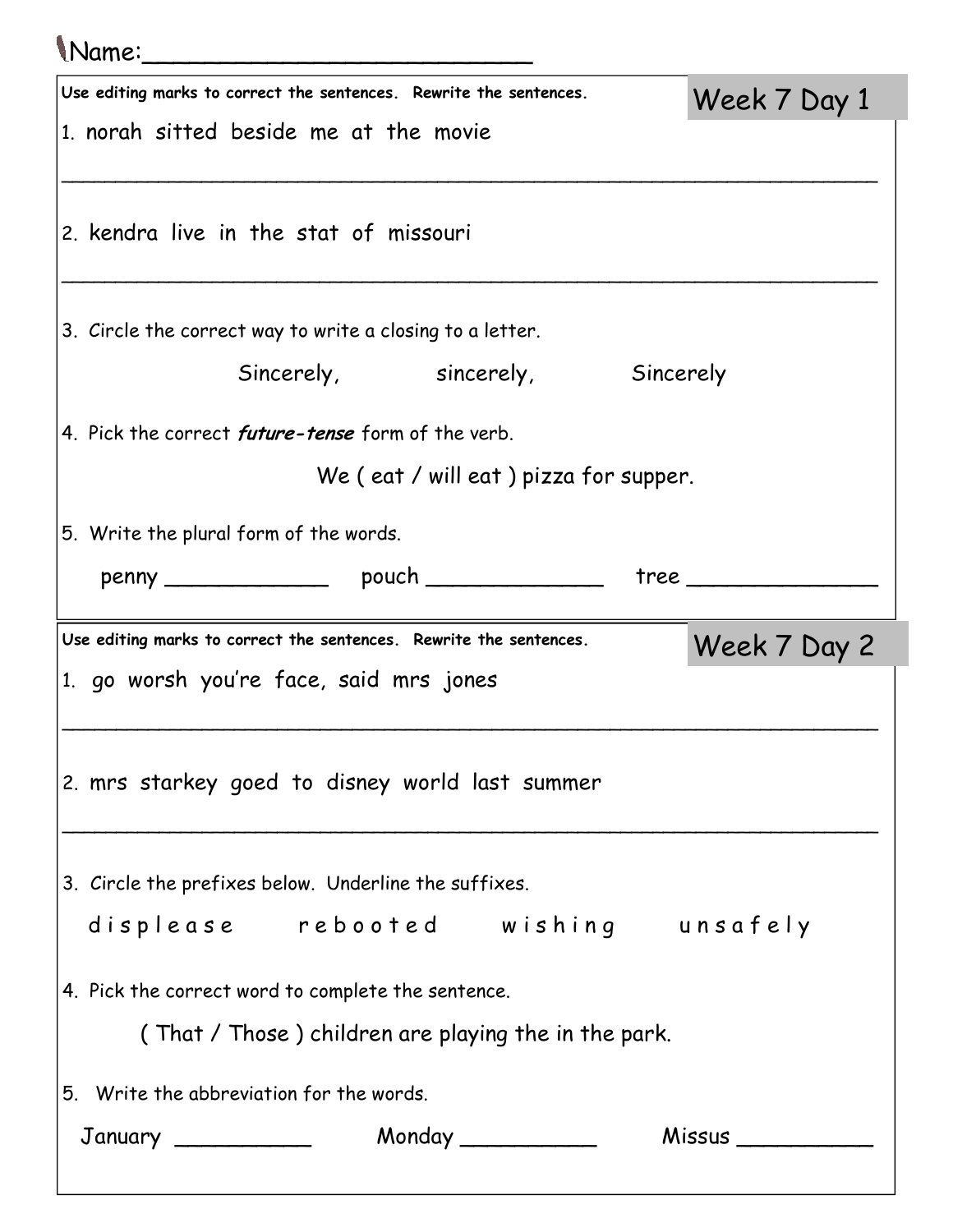Name:________________________

## Week 7 Day 1

**Use editing marks to correct the sentences. Rewrite the sentences.**

1. norah sitted beside me at the movie

_______________________________________________________________

2. kendra live in the stat of missouri

_______________________________________________________________

3. Circle the correct way to write a closing to a letter.

Sincerely,  sincerely,  Sincerely

4. Pick the correct ***future-tense*** form of the verb.

We ( eat / will eat ) pizza for supper.

5. Write the plural form of the words.

penny ____________ pouch _____________ tree ______________

## Week 7 Day 2

**Use editing marks to correct the sentences. Rewrite the sentences.**

1. go worsh you're face, said mrs jones

_______________________________________________________________

2. mrs starkey goed to disney world last summer

_______________________________________________________________

3. Circle the prefixes below. Underline the suffixes.

d i s p l e a s e  r e b o o t e d  w i s h i n g  u n s a f e l y

4. Pick the correct word to complete the sentence.

( That / Those ) children are playing the in the park.

5. Write the abbreviation for the words.

January __________ Monday __________ Missus __________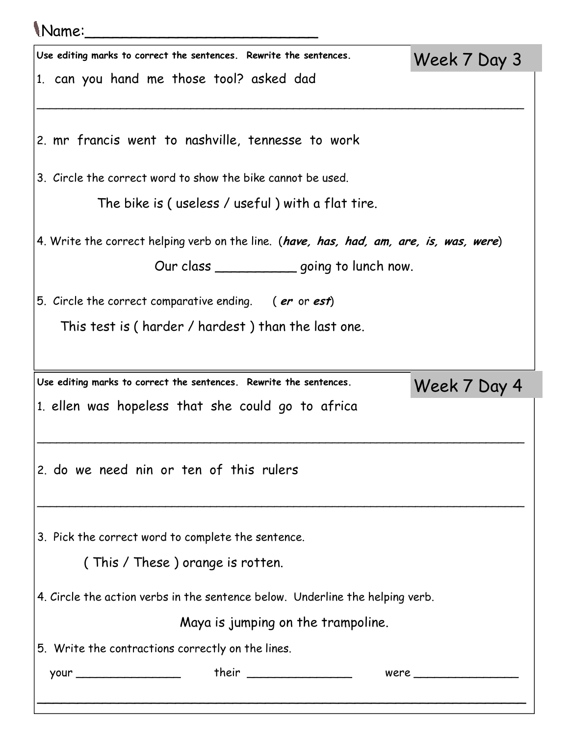Name:_________________________

## Week 7 Day 3

**Use editing marks to correct the sentences. Rewrite the sentences.**

1. can you hand me those tool? asked dad

_______________________________________________________________

2. mr francis went to nashville, tennesse to work

3. Circle the correct word to show the bike cannot be used.

   The bike is ( useless / useful ) with a flat tire.

4. Write the correct helping verb on the line. (***have, has, had, am, are, is, was, were***)

   Our class __________ going to lunch now.

5. Circle the correct comparative ending. ( ***er*** or ***est*** )

   This test is ( harder / hardest ) than the last one.

## Week 7 Day 4

**Use editing marks to correct the sentences. Rewrite the sentences.**

1. ellen was hopeless that she could go to africa

_______________________________________________________________

2. do we need nin or ten of this rulers

_______________________________________________________________

3. Pick the correct word to complete the sentence.

   ( This / These ) orange is rotten.

4. Circle the action verbs in the sentence below. Underline the helping verb.

   Maya is jumping on the trampoline.

5. Write the contractions correctly on the lines.

   your _______________ their _______________ were _______________

_______________________________________________________________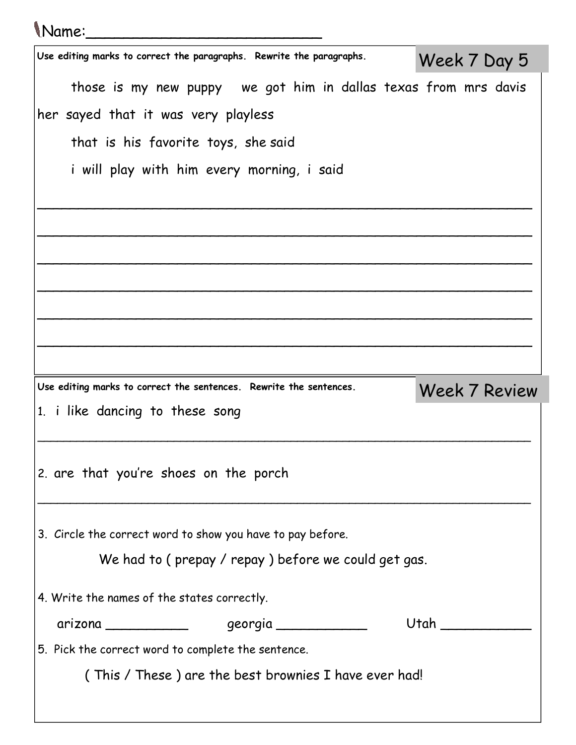Name:_________________________

**Use editing marks to correct the paragraphs. Rewrite the paragraphs.**

## Week 7 Day 5

those is my new puppy  we got him in dallas texas from mrs davis her sayed that it was very playless

that is his favorite toys, she said

i will play with him every morning, i said

_______________________________________________________________

_______________________________________________________________

_______________________________________________________________

_______________________________________________________________

_______________________________________________________________

_______________________________________________________________

**Use editing marks to correct the sentences. Rewrite the sentences.**

## Week 7 Review

1. i like dancing to these song

_______________________________________________________________

2. are that you're shoes on the porch

_______________________________________________________________

3. Circle the correct word to show you have to pay before.

We had to ( prepay / repay ) before we could get gas.

4. Write the names of the states correctly.

arizona ___________ georgia ____________ Utah ____________

5. Pick the correct word to complete the sentence.

( This / These ) are the best brownies I have ever had!